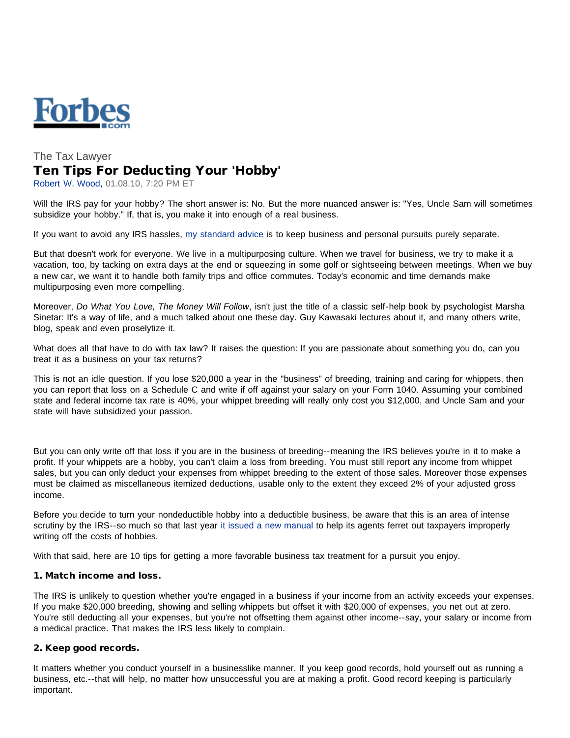The Tax Lawyer

# Ten Tips For Deducting Your 'Hobby'

Robert W. Wood, 01.08.10, 7:20 PM ET

Will the IRS pay for your hobby? The short answer is: No. But the more nuanced answer is: "Yes, Uncle Sam will sometimes subsidize your hobby." If, that is, you make it into enough of a real business.

If you want to avoid any IRS hassles, my standard advice is to keep business and personal pursuits purely separate.

But that doesn't work for everyone. We live in a multipurposing culture. When we travel for business, we try to make it a vacation, too, by tacking on extra days at the end or squeezing in some golf or sightseeing between meetings. When we buy a new car, we want it to handle both family trips and office commutes. Today's economic and time demands make multipurposing even more compelling.

Moreover, *Do What You Love, The Money Will Follow*, isn't just the title of a classic self-help book by psychologist Marsha Sinetar: It's a way of life, and a much talked about one these day. Guy Kawasaki lectures about it, and many others write, blog, speak and even proselytize it.

What does all that have to do with tax law? It raises the question: If you are passionate about something you do, can you treat it as a business on your tax returns?

This is not an idle question. If you lose $20,000 a year in the "business" of breeding, training and caring for whippets, then you can report that loss on a Schedule C and write if off against your salary on your Form 1040. Assuming your combined state and federal income tax rate is 40%, your whippet breeding will really only cost you $12,000, and Uncle Sam and your state will have subsidized your passion.

But you can only write off that loss if you are in the business of breeding--meaning the IRS believes you're in it to make a profit. If your whippets are a hobby, you can't claim a loss from breeding. You must still report any income from whippet sales, but you can only deduct your expenses from whippet breeding to the extent of those sales. Moreover those expenses must be claimed as miscellaneous itemized deductions, usable only to the extent they exceed 2% of your adjusted gross income.

Before you decide to turn your nondeductible hobby into a deductible business, be aware that this is an area of intense scrutiny by the IRS--so much so that last year it issued a new manual to help its agents ferret out taxpayers improperly writing off the costs of hobbies.

With that said, here are 10 tips for getting a more favorable business tax treatment for a pursuit you enjoy.

### 1. Match income and loss.

The IRS is unlikely to question whether you're engaged in a business if your income from an activity exceeds your expenses. If you make $20,000 breeding, showing and selling whippets but offset it with $20,000 of expenses, you net out at zero. You're still deducting all your expenses, but you're not offsetting them against other income--say, your salary or income from a medical practice. That makes the IRS less likely to complain.

### 2. Keep good records.

It matters whether you conduct yourself in a businesslike manner. If you keep good records, hold yourself out as running a business, etc.--that will help, no matter how unsuccessful you are at making a profit. Good record keeping is particularly important.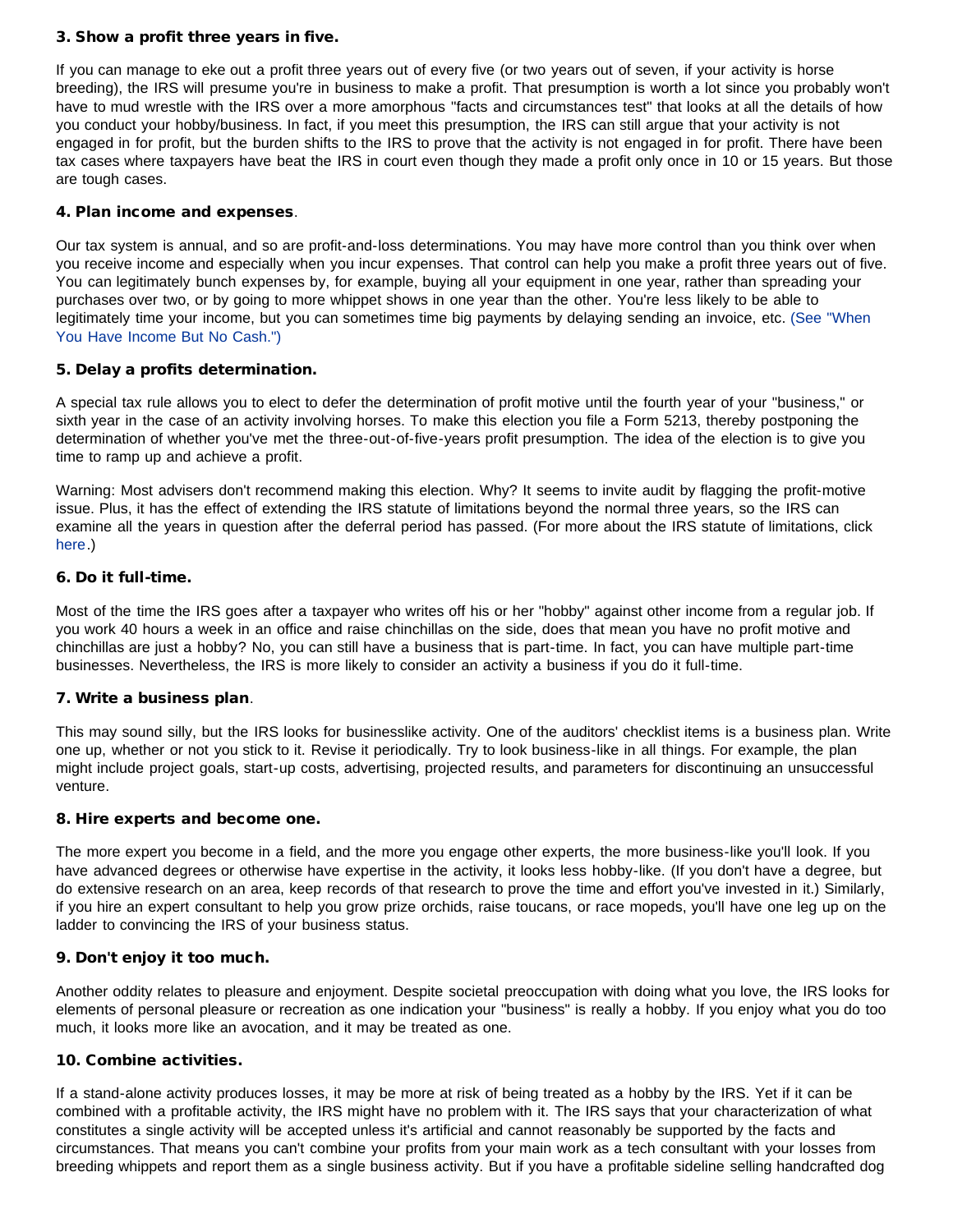### 3. Show a profit three years in five.

If you can manage to eke out a profit three years out of every five (or two years out of seven, if your activity is horse breeding), the IRS will presume you're in business to make a profit. That presumption is worth a lot since you probably won't have to mud wrestle with the IRS over a more amorphous "facts and circumstances test" that looks at all the details of how you conduct your hobby/business. In fact, if you meet this presumption, the IRS can still argue that your activity is not engaged in for profit, but the burden shifts to the IRS to prove that the activity is not engaged in for profit. There have been tax cases where taxpayers have beat the IRS in court even though they made a profit only once in 10 or 15 years. But those are tough cases.

### 4. Plan income and expenses.

Our tax system is annual, and so are profit-and-loss determinations. You may have more control than you think over when you receive income and especially when you incur expenses. That control can help you make a profit three years out of five. You can legitimately bunch expenses by, for example, buying all your equipment in one year, rather than spreading your purchases over two, or by going to more whippet shows in one year than the other. You're less likely to be able to legitimately time your income, but you can sometimes time big payments by delaying sending an invoice, etc. (See "When You Have Income But No Cash.")

### 5. Delay a profits determination.

A special tax rule allows you to elect to defer the determination of profit motive until the fourth year of your "business," or sixth year in the case of an activity involving horses. To make this election you file a Form 5213, thereby postponing the determination of whether you've met the three-out-of-five-years profit presumption. The idea of the election is to give you time to ramp up and achieve a profit.

Warning: Most advisers don't recommend making this election. Why? It seems to invite audit by flagging the profit-motive issue. Plus, it has the effect of extending the IRS statute of limitations beyond the normal three years, so the IRS can examine all the years in question after the deferral period has passed. (For more about the IRS statute of limitations, click here.)

### 6. Do it full-time.

Most of the time the IRS goes after a taxpayer who writes off his or her "hobby" against other income from a regular job. If you work 40 hours a week in an office and raise chinchillas on the side, does that mean you have no profit motive and chinchillas are just a hobby? No, you can still have a business that is part-time. In fact, you can have multiple part-time businesses. Nevertheless, the IRS is more likely to consider an activity a business if you do it full-time.

### 7. Write a business plan.

This may sound silly, but the IRS looks for businesslike activity. One of the auditors' checklist items is a business plan. Write one up, whether or not you stick to it. Revise it periodically. Try to look business-like in all things. For example, the plan might include project goals, start-up costs, advertising, projected results, and parameters for discontinuing an unsuccessful venture.

### 8. Hire experts and become one.

The more expert you become in a field, and the more you engage other experts, the more business-like you'll look. If you have advanced degrees or otherwise have expertise in the activity, it looks less hobby-like. (If you don't have a degree, but do extensive research on an area, keep records of that research to prove the time and effort you've invested in it.) Similarly, if you hire an expert consultant to help you grow prize orchids, raise toucans, or race mopeds, you'll have one leg up on the ladder to convincing the IRS of your business status.

### 9. Don't enjoy it too much.

Another oddity relates to pleasure and enjoyment. Despite societal preoccupation with doing what you love, the IRS looks for elements of personal pleasure or recreation as one indication your "business" is really a hobby. If you enjoy what you do too much, it looks more like an avocation, and it may be treated as one.

### 10. Combine activities.

If a stand-alone activity produces losses, it may be more at risk of being treated as a hobby by the IRS. Yet if it can be combined with a profitable activity, the IRS might have no problem with it. The IRS says that your characterization of what constitutes a single activity will be accepted unless it's artificial and cannot reasonably be supported by the facts and circumstances. That means you can't combine your profits from your main work as a tech consultant with your losses from breeding whippets and report them as a single business activity. But if you have a profitable sideline selling handcrafted dog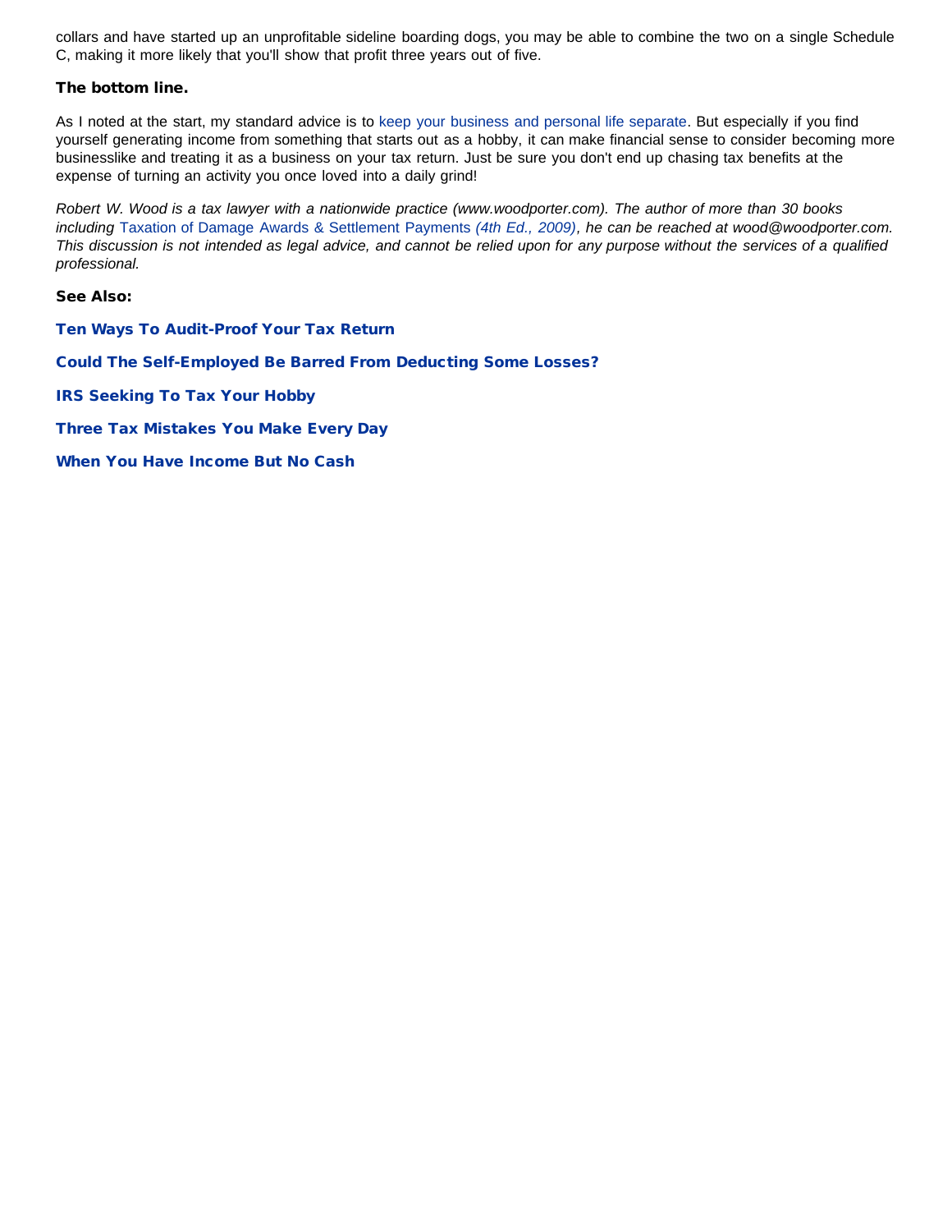collars and have started up an unprofitable sideline boarding dogs, you may be able to combine the two on a single Schedule C, making it more likely that you'll show that profit three years out of five.

### The bottom line.

As I noted at the start, my standard advice is to keep your business and personal life separate. But especially if you find yourself generating income from something that starts out as a hobby, it can make financial sense to consider becoming more businesslike and treating it as a business on your tax return. Just be sure you don't end up chasing tax benefits at the expense of turning an activity you once loved into a daily grind!

*Robert W. Wood is a tax lawyer with a nationwide practice (www.woodporter.com). The author of more than 30 books including Taxation of Damage Awards & Settlement Payments (4th Ed., 2009), he can be reached at wood@woodporter.com. This discussion is not intended as legal advice, and cannot be relied upon for any purpose without the services of a qualified professional.*

**See Also:**

**Ten Ways To Audit-Proof Your Tax Return**

**Could The Self-Employed Be Barred From Deducting Some Losses?**

**IRS Seeking To Tax Your Hobby**

**Three Tax Mistakes You Make Every Day**

**When You Have Income But No Cash**